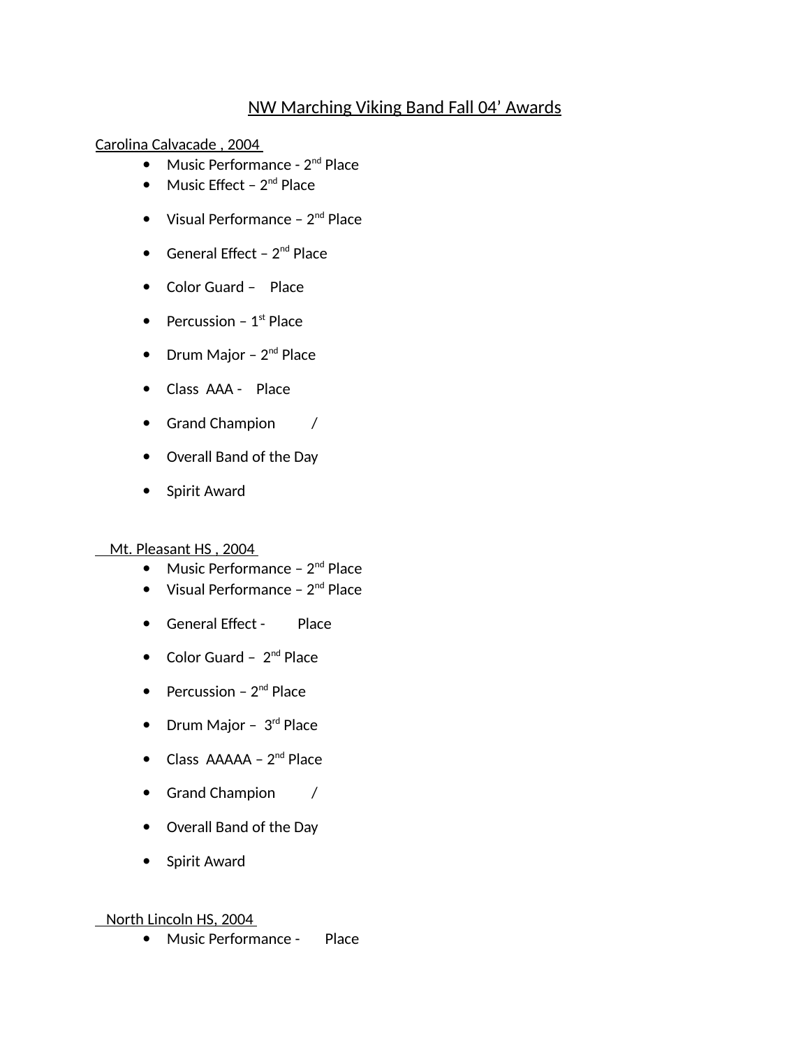# NW Marching Viking Band Fall 04' Awards

Carolina Calvacade , 2004

- Music Performance - 2nd Place
- Music Effect – 2nd Place
- Visual Performance – 2nd Place
- General Effect – 2nd Place
- Color Guard – Place
- Percussion – 1st Place
- Drum Major – 2nd Place
- Class AAA - Place
- Grand Champion /
- Overall Band of the Day
- Spirit Award

Mt. Pleasant HS , 2004

- Music Performance – 2nd Place
- Visual Performance – 2nd Place
- General Effect - Place
- Color Guard – 2nd Place
- Percussion – 2nd Place
- Drum Major – 3rd Place
- Class AAAAA – 2nd Place
- Grand Champion /
- Overall Band of the Day
- Spirit Award

North Lincoln HS, 2004

- Music Performance - Place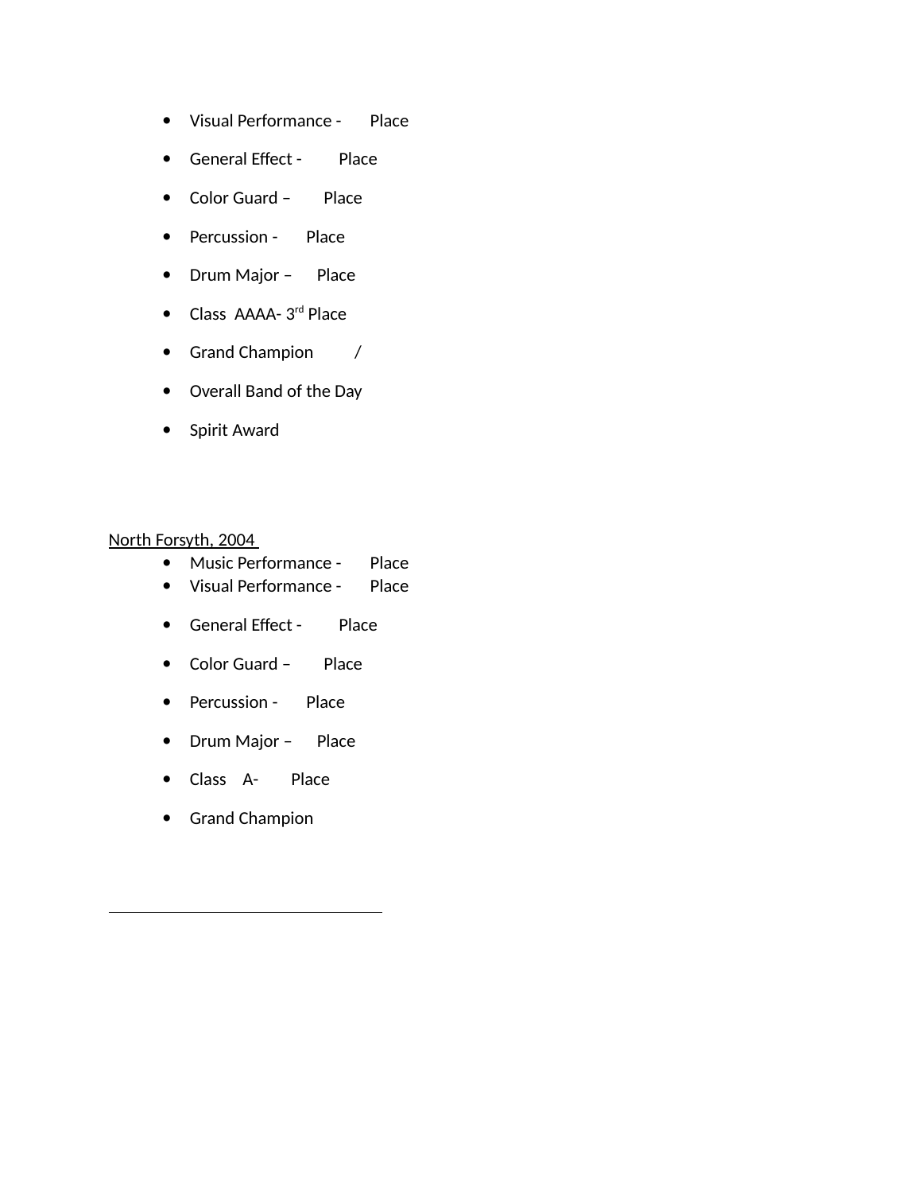- Visual Performance - Place
- General Effect - Place
- Color Guard – Place
- Percussion - Place
- Drum Major – Place
- Class AAAA- 3rd Place
- Grand Champion /
- Overall Band of the Day
- Spirit Award

<u>North Forsyth, 2004</u>

- Music Performance - Place
- Visual Performance - Place
- General Effect - Place
- Color Guard – Place
- Percussion - Place
- Drum Major – Place
- Class A- Place
- Grand Champion